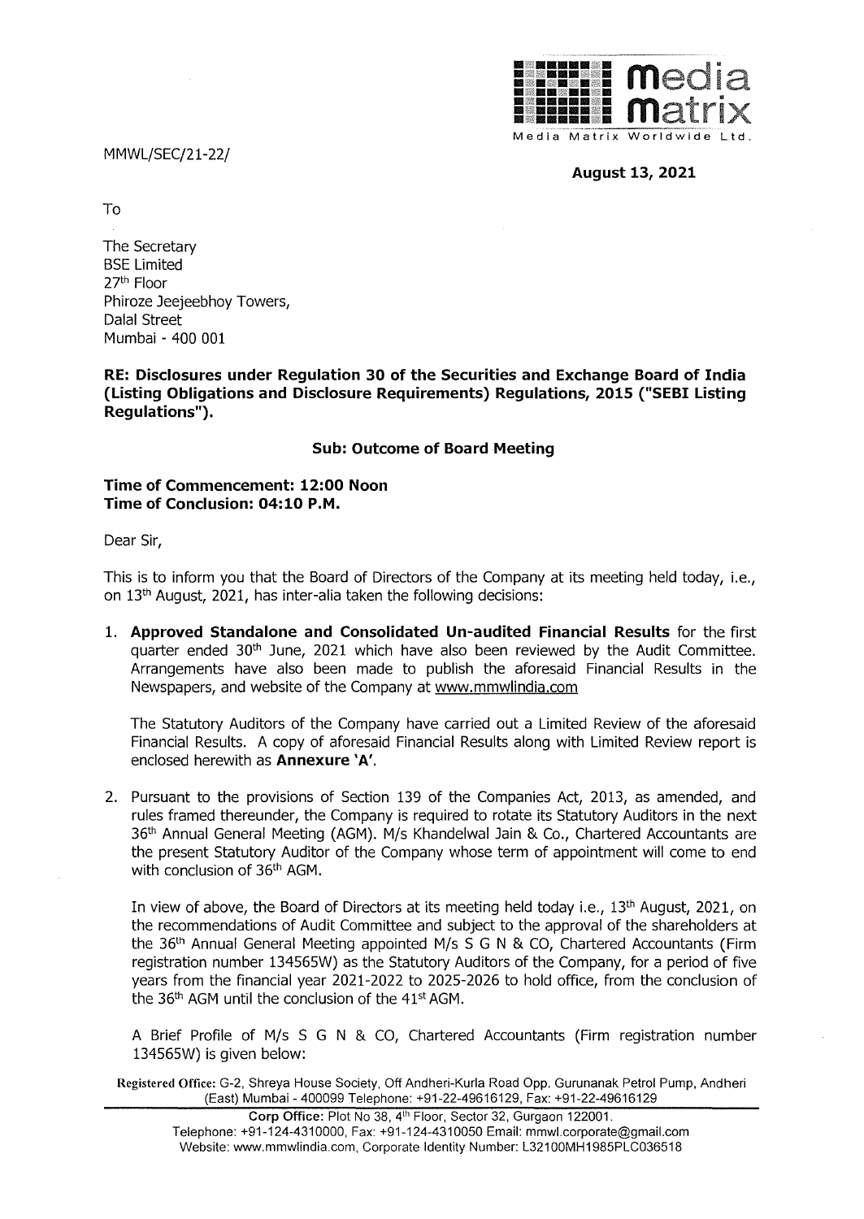Media Matrix Worldwide Ltd.

MMWL/SEC/21-22/

**August 13, 2021**

To

The Secretary
BSE Limited
27th Floor
Phiroze Jeejeebhoy Towers,
Dalal Street
Mumbai - 400 001

**RE: Disclosures under Regulation 30 of the Securities and Exchange Board of India (Listing Obligations and Disclosure Requirements) Regulations, 2015 ("SEBI Listing Regulations").**

**Sub: Outcome of Board Meeting**

**Time of Commencement: 12:00 Noon**
**Time of Conclusion: 04:10 P.M.**

Dear Sir,

This is to inform you that the Board of Directors of the Company at its meeting held today, i.e., on 13th August, 2021, has inter-alia taken the following decisions:

1. **Approved Standalone and Consolidated Un-audited Financial Results** for the first quarter ended 30th June, 2021 which have also been reviewed by the Audit Committee. Arrangements have also been made to publish the aforesaid Financial Results in the Newspapers, and website of the Company at www.mmwlindia.com

   The Statutory Auditors of the Company have carried out a Limited Review of the aforesaid Financial Results. A copy of aforesaid Financial Results along with Limited Review report is enclosed herewith as **Annexure 'A'**.

2. Pursuant to the provisions of Section 139 of the Companies Act, 2013, as amended, and rules framed thereunder, the Company is required to rotate its Statutory Auditors in the next 36th Annual General Meeting (AGM). M/s Khandelwal Jain & Co., Chartered Accountants are the present Statutory Auditor of the Company whose term of appointment will come to end with conclusion of 36th AGM.

   In view of above, the Board of Directors at its meeting held today i.e., 13th August, 2021, on the recommendations of Audit Committee and subject to the approval of the shareholders at the 36th Annual General Meeting appointed M/s S G N & CO, Chartered Accountants (Firm registration number 134565W) as the Statutory Auditors of the Company, for a period of five years from the financial year 2021-2022 to 2025-2026 to hold office, from the conclusion of the 36th AGM until the conclusion of the 41st AGM.

   A Brief Profile of M/s S G N & CO, Chartered Accountants (Firm registration number 134565W) is given below:

Registered Office: G-2, Shreya House Society, Off Andheri-Kurla Road Opp. Gurunanak Petrol Pump, Andheri (East) Mumbai - 400099 Telephone: +91-22-49616129, Fax: +91-22-49616129

Corp Office: Plot No 38, 4th Floor, Sector 32, Gurgaon 122001.
Telephone: +91-124-4310000, Fax: +91-124-4310050 Email: mmwl.corporate@gmail.com
Website: www.mmwlindia.com, Corporate Identity Number: L32100MH1985PLC036518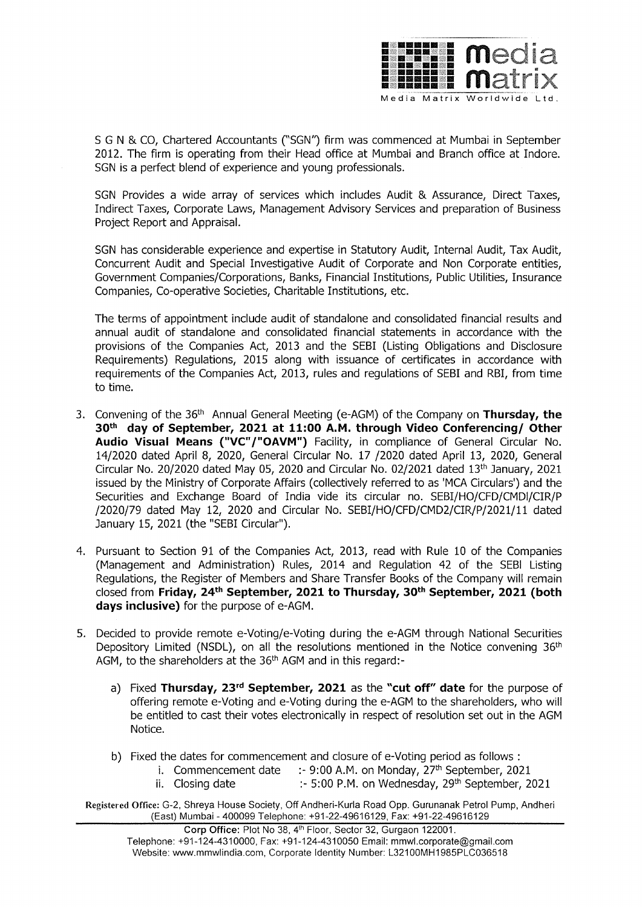S G N & CO, Chartered Accountants ("SGN") firm was commenced at Mumbai in September 2012. The firm is operating from their Head office at Mumbai and Branch office at Indore. SGN is a perfect blend of experience and young professionals.

SGN Provides a wide array of services which includes Audit & Assurance, Direct Taxes, Indirect Taxes, Corporate Laws, Management Advisory Services and preparation of Business Project Report and Appraisal.

SGN has considerable experience and expertise in Statutory Audit, Internal Audit, Tax Audit, Concurrent Audit and Special Investigative Audit of Corporate and Non Corporate entities, Government Companies/Corporations, Banks, Financial Institutions, Public Utilities, Insurance Companies, Co-operative Societies, Charitable Institutions, etc.

The terms of appointment include audit of standalone and consolidated financial results and annual audit of standalone and consolidated financial statements in accordance with the provisions of the Companies Act, 2013 and the SEBI (Listing Obligations and Disclosure Requirements) Regulations, 2015 along with issuance of certificates in accordance with requirements of the Companies Act, 2013, rules and regulations of SEBI and RBI, from time to time.

3. Convening of the 36th Annual General Meeting (e-AGM) of the Company on **Thursday, the 30th day of September, 2021 at 11:00 A.M. through Video Conferencing/ Other Audio Visual Means ("VC"/"OAVM")** Facility, in compliance of General Circular No. 14/2020 dated April 8, 2020, General Circular No. 17 /2020 dated April 13, 2020, General Circular No. 20/2020 dated May 05, 2020 and Circular No. 02/2021 dated 13th January, 2021 issued by the Ministry of Corporate Affairs (collectively referred to as 'MCA Circulars') and the Securities and Exchange Board of India vide its circular no. SEBI/HO/CFD/CMDl/CIR/P /2020/79 dated May 12, 2020 and Circular No. SEBI/HO/CFD/CMD2/CIR/P/2021/11 dated January 15, 2021 (the "SEBI Circular").

4. Pursuant to Section 91 of the Companies Act, 2013, read with Rule 10 of the Companies (Management and Administration) Rules, 2014 and Regulation 42 of the SEBI Listing Regulations, the Register of Members and Share Transfer Books of the Company will remain closed from **Friday, 24th September, 2021 to Thursday, 30th September, 2021 (both days inclusive)** for the purpose of e-AGM.

5. Decided to provide remote e-Voting/e-Voting during the e-AGM through National Securities Depository Limited (NSDL), on all the resolutions mentioned in the Notice convening 36th AGM, to the shareholders at the 36th AGM and in this regard:-

    a) Fixed **Thursday, 23rd September, 2021** as the **"cut off" date** for the purpose of offering remote e-Voting and e-Voting during the e-AGM to the shareholders, who will be entitled to cast their votes electronically in respect of resolution set out in the AGM Notice.

    b) Fixed the dates for commencement and closure of e-Voting period as follows :
        i. Commencement date :- 9:00 A.M. on Monday, 27th September, 2021
        ii. Closing date :- 5:00 P.M. on Wednesday, 29th September, 2021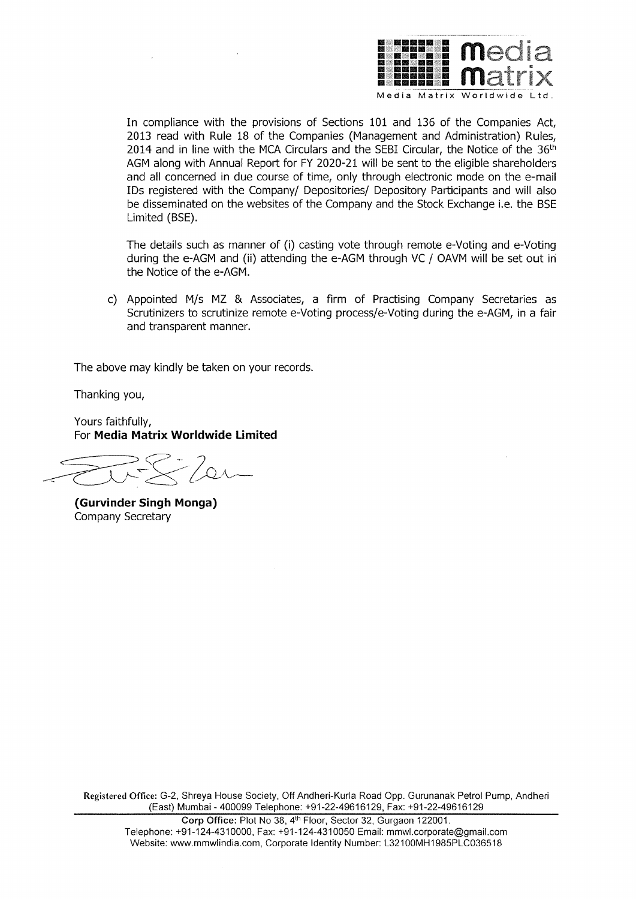In compliance with the provisions of Sections 101 and 136 of the Companies Act, 2013 read with Rule 18 of the Companies (Management and Administration) Rules, 2014 and in line with the MCA Circulars and the SEBI Circular, the Notice of the 36th AGM along with Annual Report for FY 2020-21 will be sent to the eligible shareholders and all concerned in due course of time, only through electronic mode on the e-mail IDs registered with the Company/ Depositories/ Depository Participants and will also be disseminated on the websites of the Company and the Stock Exchange i.e. the BSE Limited (BSE).

The details such as manner of (i) casting vote through remote e-Voting and e-Voting during the e-AGM and (ii) attending the e-AGM through VC / OAVM will be set out in the Notice of the e-AGM.

c) Appointed M/s MZ & Associates, a firm of Practising Company Secretaries as Scrutinizers to scrutinize remote e-Voting process/e-Voting during the e-AGM, in a fair and transparent manner.

The above may kindly be taken on your records.

Thanking you,

Yours faithfully,
For **Media Matrix Worldwide Limited**

**(Gurvinder Singh Monga)**
Company Secretary

**Registered Office:** G-2, Shreya House Society, Off Andheri-Kurla Road Opp. Gurunanak Petrol Pump, Andheri (East) Mumbai - 400099 Telephone: +91-22-49616129, Fax: +91-22-49616129

**Corp Office:** Plot No 38, 4th Floor, Sector 32, Gurgaon 122001.
Telephone: +91-124-4310000, Fax: +91-124-4310050 Email: mmwl.corporate@gmail.com
Website: www.mmwlindia.com, Corporate Identity Number: L32100MH1985PLC036518